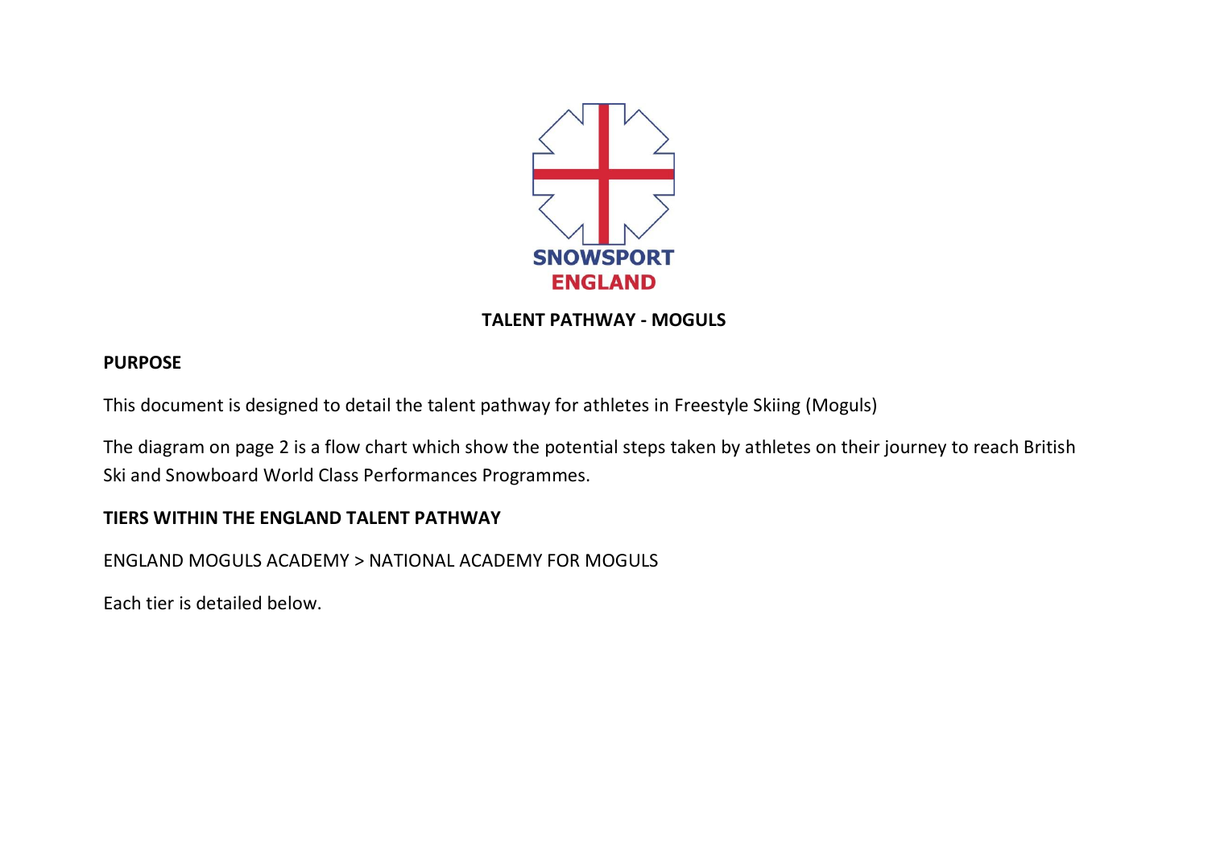SNOWSPORT ENGLAND

# TALENT PATHWAY - MOGULS

## PURPOSE

This document is designed to detail the talent pathway for athletes in Freestyle Skiing (Moguls)

The diagram on page 2 is a flow chart which show the potential steps taken by athletes on their journey to reach British Ski and Snowboard World Class Performances Programmes.

## TIERS WITHIN THE ENGLAND TALENT PATHWAY

ENGLAND MOGULS ACADEMY > NATIONAL ACADEMY FOR MOGULS

Each tier is detailed below.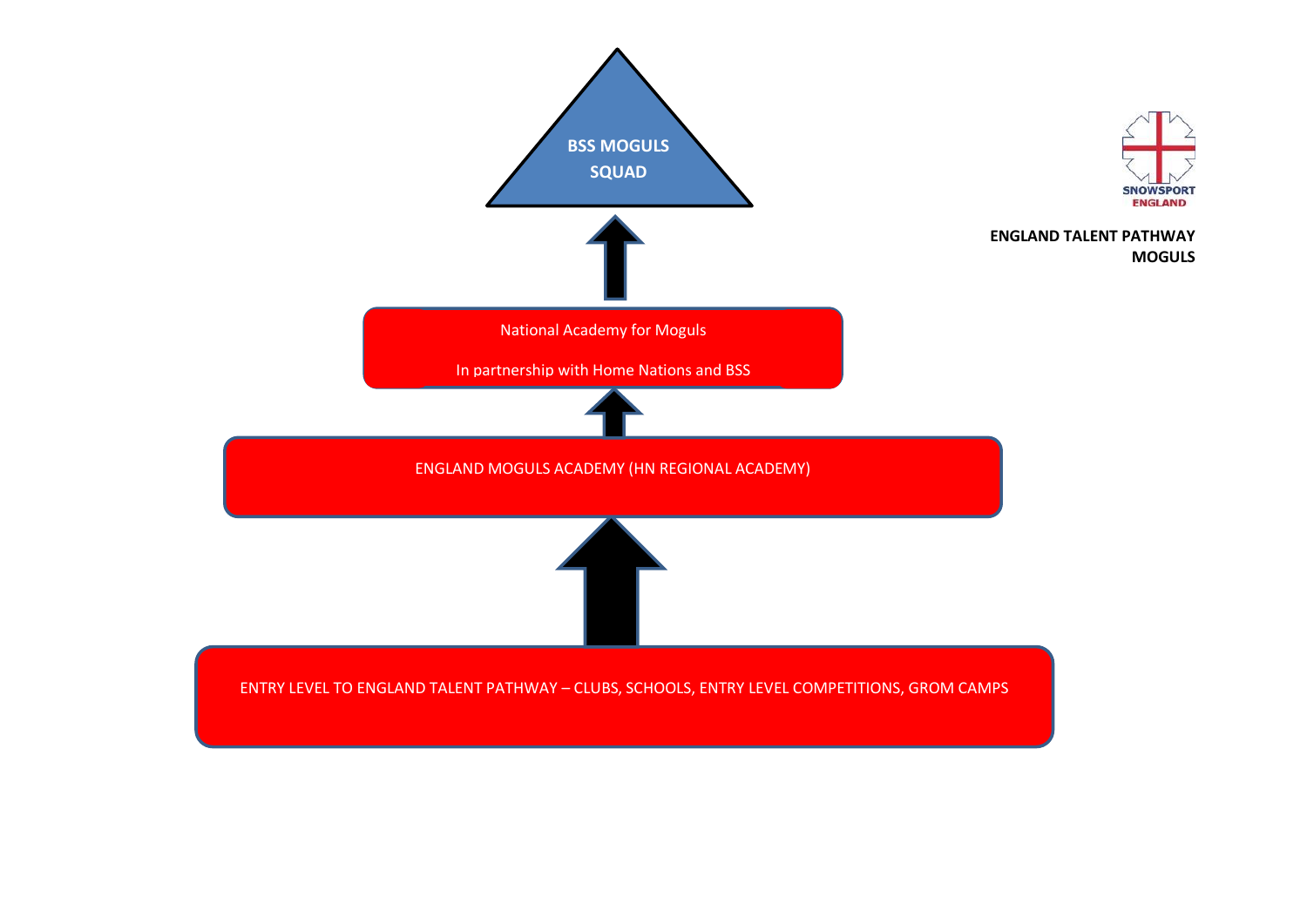SNOWSPORT ENGLAND

**ENGLAND TALENT PATHWAY MOGULS**

**BSS MOGULS SQUAD**

National Academy for Moguls

In partnership with Home Nations and BSS

ENGLAND MOGULS ACADEMY (HN REGIONAL ACADEMY)

ENTRY LEVEL TO ENGLAND TALENT PATHWAY – CLUBS, SCHOOLS, ENTRY LEVEL COMPETITIONS, GROM CAMPS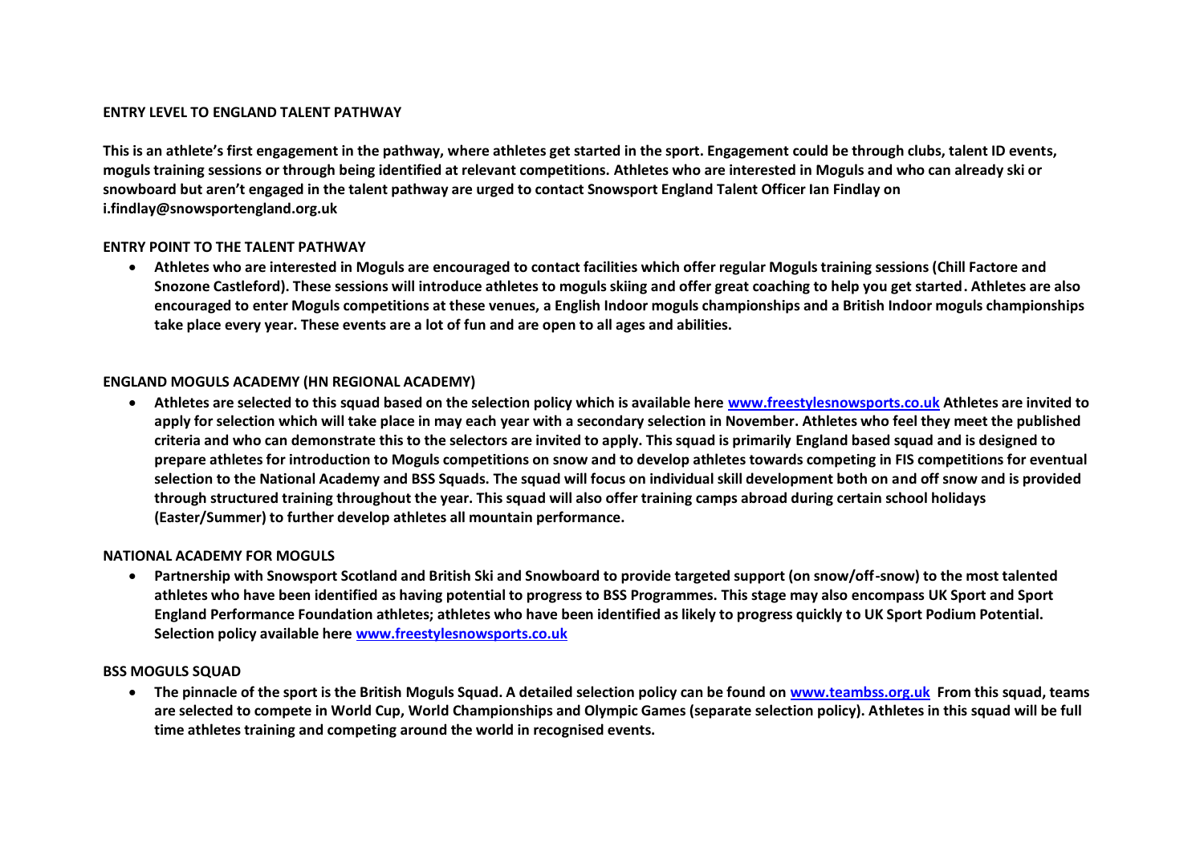## ENTRY LEVEL TO ENGLAND TALENT PATHWAY

**This is an athlete's first engagement in the pathway, where athletes get started in the sport. Engagement could be through clubs, talent ID events, moguls training sessions or through being identified at relevant competitions. Athletes who are interested in Moguls and who can already ski or snowboard but aren't engaged in the talent pathway are urged to contact Snowsport England Talent Officer Ian Findlay on i.findlay@snowsportengland.org.uk**

## ENTRY POINT TO THE TALENT PATHWAY

- **Athletes who are interested in Moguls are encouraged to contact facilities which offer regular Moguls training sessions (Chill Factore and Snozone Castleford). These sessions will introduce athletes to moguls skiing and offer great coaching to help you get started. Athletes are also encouraged to enter Moguls competitions at these venues, a English Indoor moguls championships and a British Indoor moguls championships take place every year. These events are a lot of fun and are open to all ages and abilities.**

## ENGLAND MOGULS ACADEMY (HN REGIONAL ACADEMY)

- **Athletes are selected to this squad based on the selection policy which is available here [www.freestylesnowsports.co.uk](www.freestylesnowsports.co.uk) Athletes are invited to apply for selection which will take place in may each year with a secondary selection in November. Athletes who feel they meet the published criteria and who can demonstrate this to the selectors are invited to apply. This squad is primarily England based squad and is designed to prepare athletes for introduction to Moguls competitions on snow and to develop athletes towards competing in FIS competitions for eventual selection to the National Academy and BSS Squads. The squad will focus on individual skill development both on and off snow and is provided through structured training throughout the year. This squad will also offer training camps abroad during certain school holidays (Easter/Summer) to further develop athletes all mountain performance.**

## NATIONAL ACADEMY FOR MOGULS

- **Partnership with Snowsport Scotland and British Ski and Snowboard to provide targeted support (on snow/off-snow) to the most talented athletes who have been identified as having potential to progress to BSS Programmes. This stage may also encompass UK Sport and Sport England Performance Foundation athletes; athletes who have been identified as likely to progress quickly to UK Sport Podium Potential. Selection policy available here [www.freestylesnowsports.co.uk](www.freestylesnowsports.co.uk)**

## BSS MOGULS SQUAD

- **The pinnacle of the sport is the British Moguls Squad. A detailed selection policy can be found on [www.teambss.org.uk](www.teambss.org.uk) From this squad, teams are selected to compete in World Cup, World Championships and Olympic Games (separate selection policy). Athletes in this squad will be full time athletes training and competing around the world in recognised events.**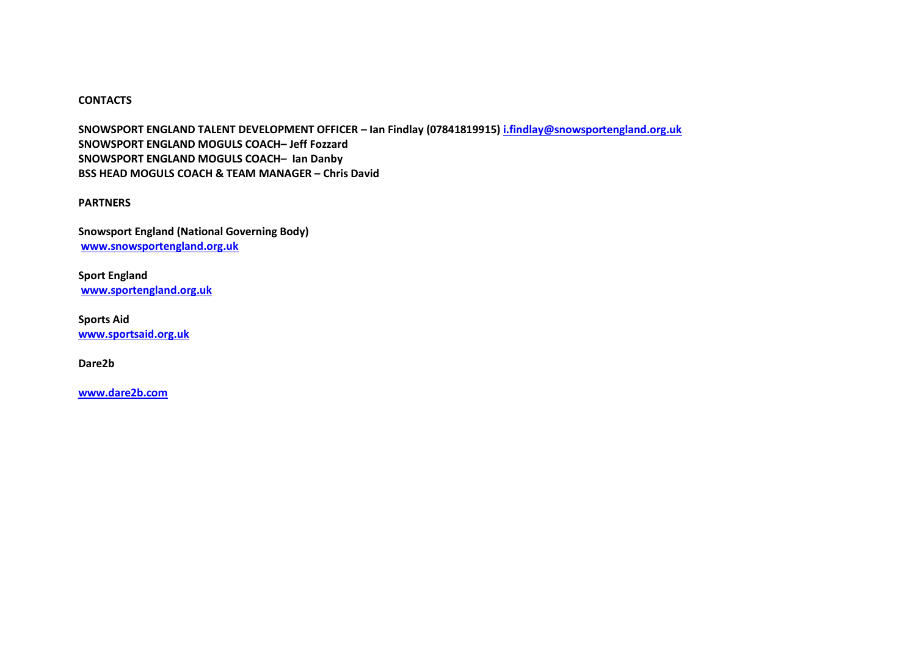**CONTACTS**

**SNOWSPORT ENGLAND TALENT DEVELOPMENT OFFICER – Ian Findlay (07841819915) i.findlay@snowsportengland.org.uk**
**SNOWSPORT ENGLAND MOGULS COACH– Jeff Fozzard**
**SNOWSPORT ENGLAND MOGULS COACH– Ian Danby**
**BSS HEAD MOGULS COACH & TEAM MANAGER – Chris David**

**PARTNERS**

**Snowsport England (National Governing Body)**
**www.snowsportengland.org.uk**

**Sport England**
**www.sportengland.org.uk**

**Sports Aid**
**www.sportsaid.org.uk**

**Dare2b**

**www.dare2b.com**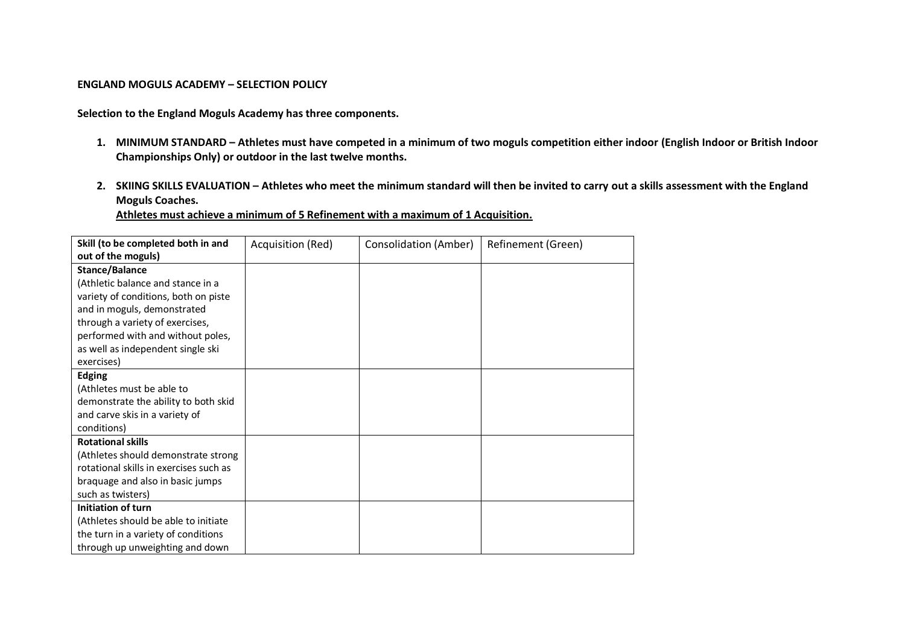**ENGLAND MOGULS ACADEMY – SELECTION POLICY**

**Selection to the England Moguls Academy has three components.**

1. **MINIMUM STANDARD – Athletes must have competed in a minimum of two moguls competition either indoor (English Indoor or British Indoor Championships Only) or outdoor in the last twelve months.**

2. **SKIING SKILLS EVALUATION – Athletes who meet the minimum standard will then be invited to carry out a skills assessment with the England Moguls Coaches.**
   **<u>Athletes must achieve a minimum of 5 Refinement with a maximum of 1 Acquisition.</u>**

| **Skill (to be completed both in and out of the moguls)** | Acquisition (Red) | Consolidation (Amber) | Refinement (Green) |
|---|---|---|---|
| **Stance/Balance** (Athletic balance and stance in a variety of conditions, both on piste and in moguls, demonstrated through a variety of exercises, performed with and without poles, as well as independent single ski exercises) | | | |
| **Edging** (Athletes must be able to demonstrate the ability to both skid and carve skis in a variety of conditions) | | | |
| **Rotational skills** (Athletes should demonstrate strong rotational skills in exercises such as braquage and also in basic jumps such as twisters) | | | |
| **Initiation of turn** (Athletes should be able to initiate the turn in a variety of conditions through up unweighting and down | | | |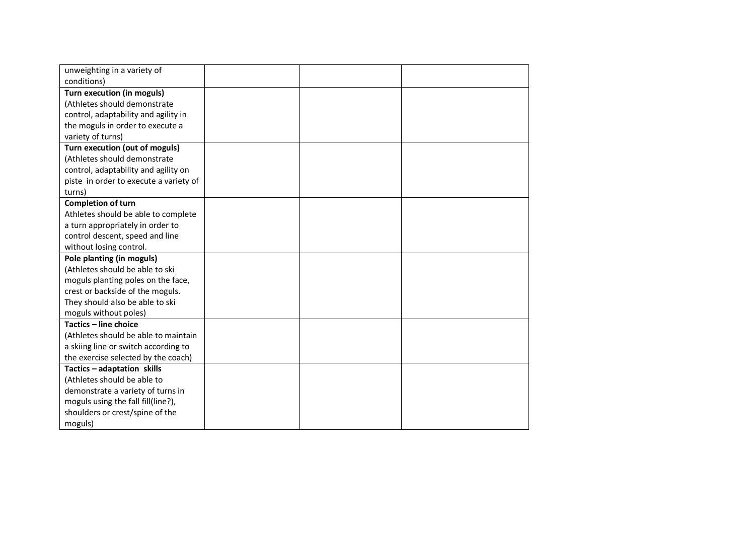| | | | |
|---|---|---|---|
| unweighting in a variety of conditions) | | | |
| **Turn execution (in moguls)** (Athletes should demonstrate control, adaptability and agility in the moguls in order to execute a variety of turns) | | | |
| **Turn execution (out of moguls)** (Athletes should demonstrate control, adaptability and agility on piste in order to execute a variety of turns) | | | |
| **Completion of turn** Athletes should be able to complete a turn appropriately in order to control descent, speed and line without losing control. | | | |
| **Pole planting (in moguls)** (Athletes should be able to ski moguls planting poles on the face, crest or backside of the moguls. They should also be able to ski moguls without poles) | | | |
| **Tactics – line choice** (Athletes should be able to maintain a skiing line or switch according to the exercise selected by the coach) | | | |
| **Tactics – adaptation skills** (Athletes should be able to demonstrate a variety of turns in moguls using the fall fill(line?), shoulders or crest/spine of the moguls) | | | |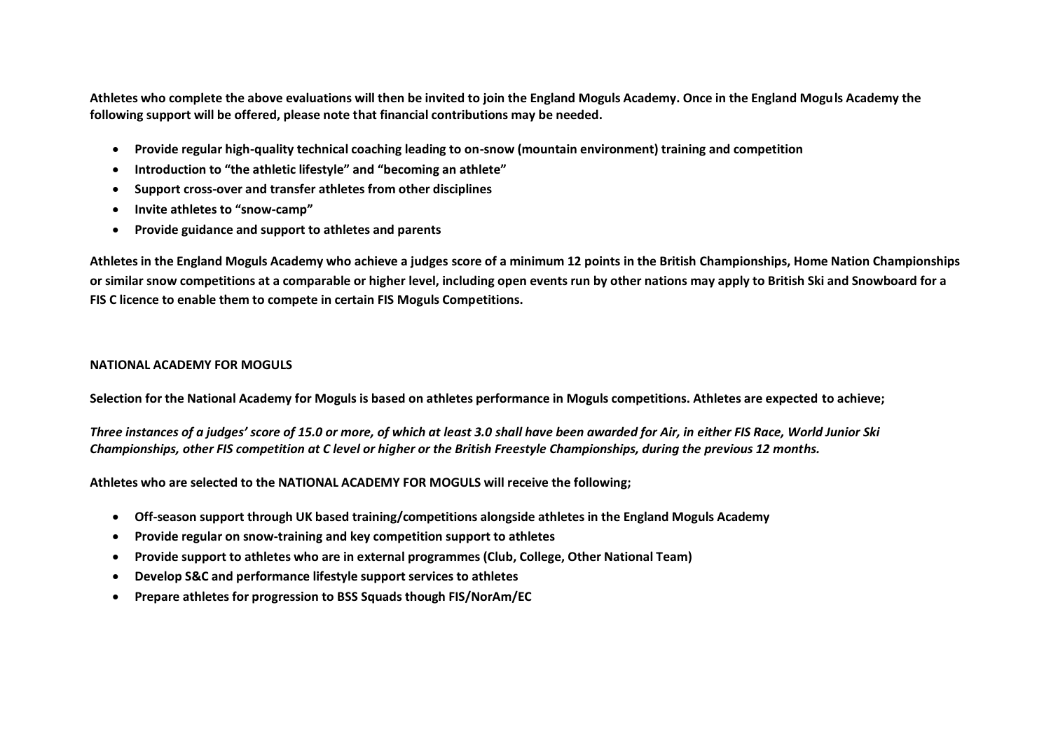**Athletes who complete the above evaluations will then be invited to join the England Moguls Academy. Once in the England Moguls Academy the following support will be offered, please note that financial contributions may be needed.**

- **Provide regular high-quality technical coaching leading to on-snow (mountain environment) training and competition**
- **Introduction to "the athletic lifestyle" and "becoming an athlete"**
- **Support cross-over and transfer athletes from other disciplines**
- **Invite athletes to "snow-camp"**
- **Provide guidance and support to athletes and parents**

**Athletes in the England Moguls Academy who achieve a judges score of a minimum 12 points in the British Championships, Home Nation Championships or similar snow competitions at a comparable or higher level, including open events run by other nations may apply to British Ski and Snowboard for a FIS C licence to enable them to compete in certain FIS Moguls Competitions.**

**NATIONAL ACADEMY FOR MOGULS**

**Selection for the National Academy for Moguls is based on athletes performance in Moguls competitions. Athletes are expected to achieve;**

***Three instances of a judges' score of 15.0 or more, of which at least 3.0 shall have been awarded for Air, in either FIS Race, World Junior Ski Championships, other FIS competition at C level or higher or the British Freestyle Championships, during the previous 12 months.***

**Athletes who are selected to the NATIONAL ACADEMY FOR MOGULS will receive the following;**

- **Off-season support through UK based training/competitions alongside athletes in the England Moguls Academy**
- **Provide regular on snow-training and key competition support to athletes**
- **Provide support to athletes who are in external programmes (Club, College, Other National Team)**
- **Develop S&C and performance lifestyle support services to athletes**
- **Prepare athletes for progression to BSS Squads though FIS/NorAm/EC**